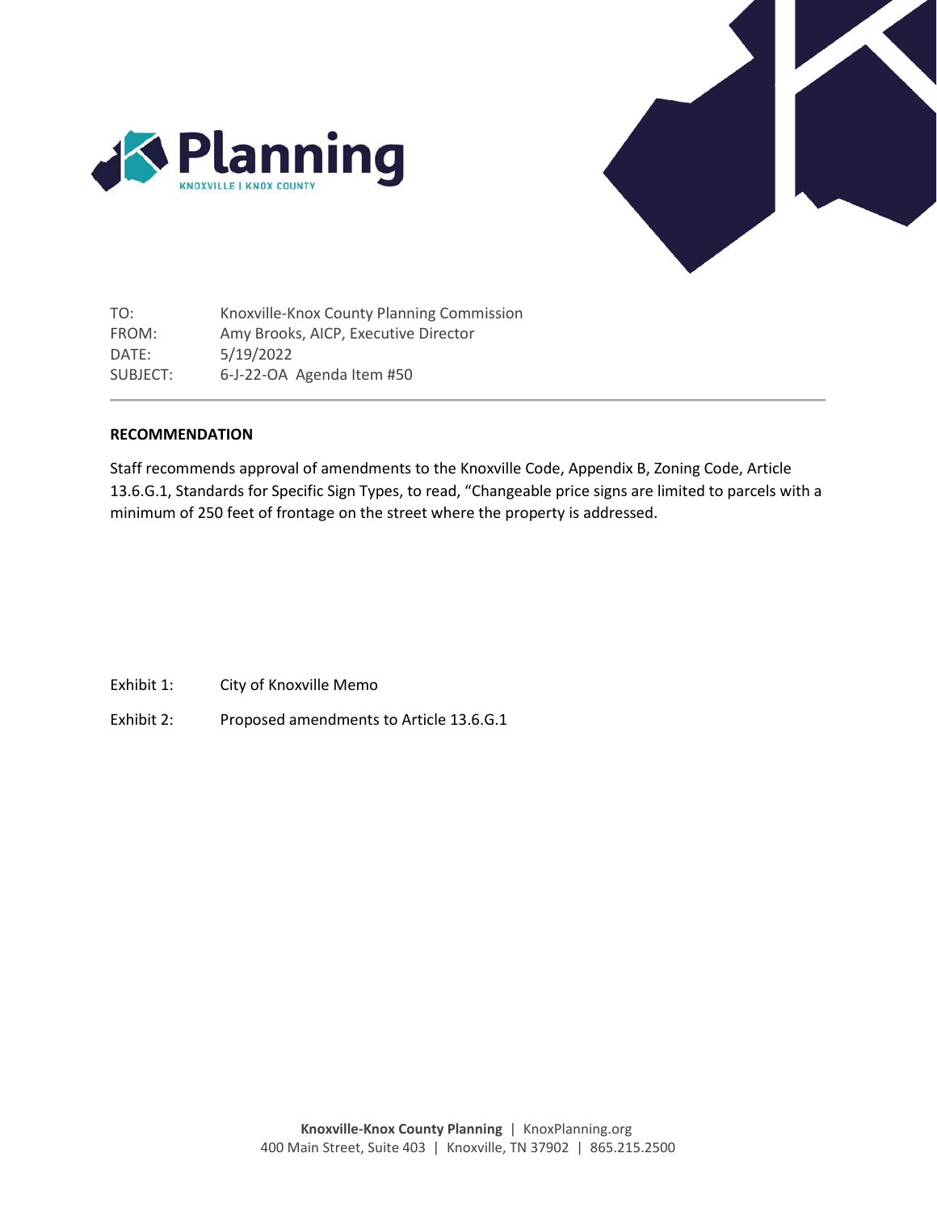Planning

KNOXVILLE | KNOX COUNTY

TO: Knoxville-Knox County Planning Commission
FROM: Amy Brooks, AICP, Executive Director
DATE: 5/19/2022
SUBJECT: 6-J-22-OA Agenda Item #50

---

**RECOMMENDATION**

Staff recommends approval of amendments to the Knoxville Code, Appendix B, Zoning Code, Article 13.6.G.1, Standards for Specific Sign Types, to read, "Changeable price signs are limited to parcels with a minimum of 250 feet of frontage on the street where the property is addressed.

Exhibit 1: City of Knoxville Memo

Exhibit 2: Proposed amendments to Article 13.6.G.1

**Knoxville-Knox County Planning** | KnoxPlanning.org
400 Main Street, Suite 403 | Knoxville, TN 37902 | 865.215.2500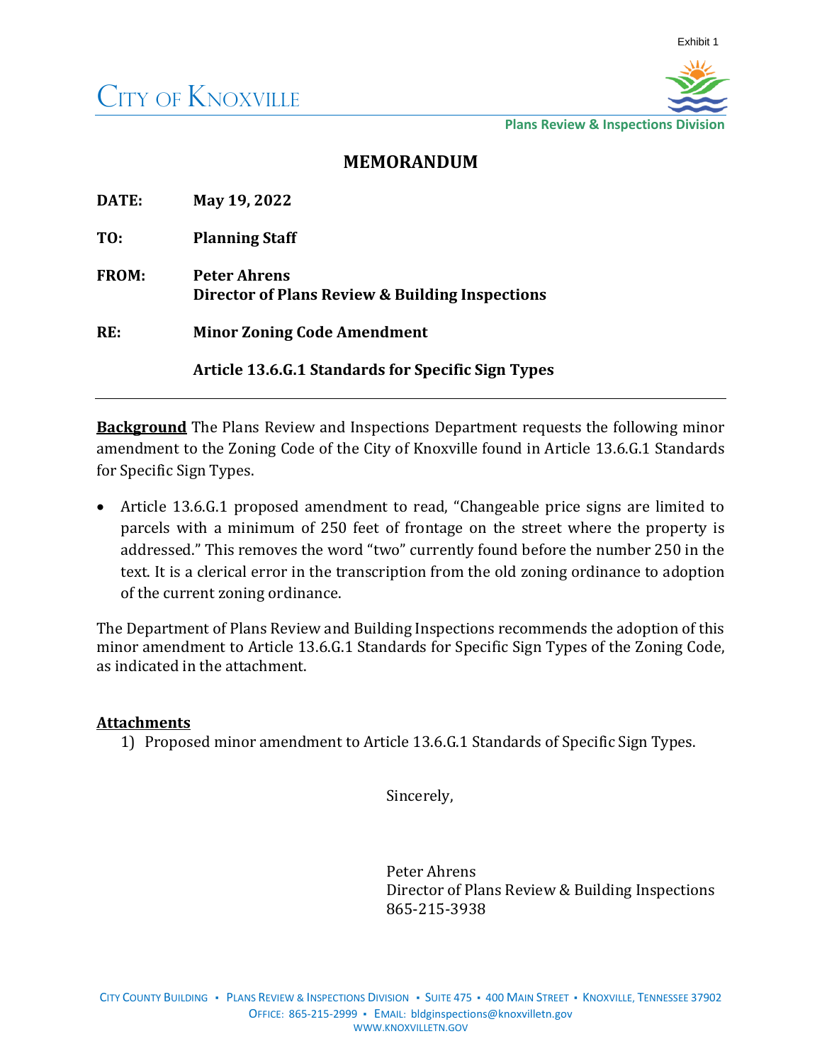Exhibit 1

CITY OF KNOXVILLE

Plans Review & Inspections Division

# MEMORANDUM

**DATE:** **May 19, 2022**

**TO:** **Planning Staff**

**FROM:** **Peter Ahrens**
**Director of Plans Review & Building Inspections**

**RE:** **Minor Zoning Code Amendment**

**Article 13.6.G.1 Standards for Specific Sign Types**

---

**Background** The Plans Review and Inspections Department requests the following minor amendment to the Zoning Code of the City of Knoxville found in Article 13.6.G.1 Standards for Specific Sign Types.

- Article 13.6.G.1 proposed amendment to read, "Changeable price signs are limited to parcels with a minimum of 250 feet of frontage on the street where the property is addressed." This removes the word "two" currently found before the number 250 in the text. It is a clerical error in the transcription from the old zoning ordinance to adoption of the current zoning ordinance.

The Department of Plans Review and Building Inspections recommends the adoption of this minor amendment to Article 13.6.G.1 Standards for Specific Sign Types of the Zoning Code, as indicated in the attachment.

**Attachments**

1) Proposed minor amendment to Article 13.6.G.1 Standards of Specific Sign Types.

Sincerely,

Peter Ahrens
Director of Plans Review & Building Inspections
865-215-3938

CITY COUNTY BUILDING ▪ PLANS REVIEW & INSPECTIONS DIVISION ▪ SUITE 475 ▪ 400 MAIN STREET ▪ KNOXVILLE, TENNESSEE 37902
OFFICE: 865-215-2999 ▪ EMAIL: bldginspections@knoxvilletn.gov
WWW.KNOXVILLETN.GOV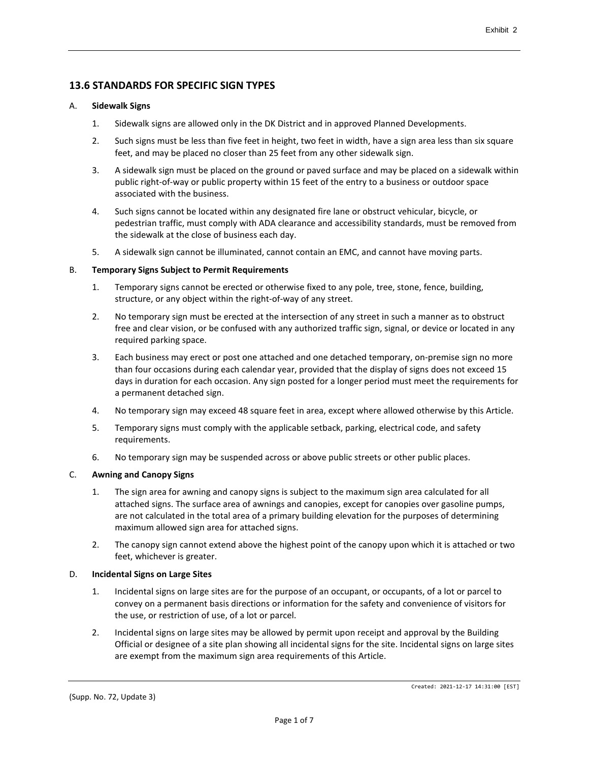## 13.6 STANDARDS FOR SPECIFIC SIGN TYPES

A. **Sidewalk Signs**

1. Sidewalk signs are allowed only in the DK District and in approved Planned Developments.
2. Such signs must be less than five feet in height, two feet in width, have a sign area less than six square feet, and may be placed no closer than 25 feet from any other sidewalk sign.
3. A sidewalk sign must be placed on the ground or paved surface and may be placed on a sidewalk within public right-of-way or public property within 15 feet of the entry to a business or outdoor space associated with the business.
4. Such signs cannot be located within any designated fire lane or obstruct vehicular, bicycle, or pedestrian traffic, must comply with ADA clearance and accessibility standards, must be removed from the sidewalk at the close of business each day.
5. A sidewalk sign cannot be illuminated, cannot contain an EMC, and cannot have moving parts.

B. **Temporary Signs Subject to Permit Requirements**

1. Temporary signs cannot be erected or otherwise fixed to any pole, tree, stone, fence, building, structure, or any object within the right-of-way of any street.
2. No temporary sign must be erected at the intersection of any street in such a manner as to obstruct free and clear vision, or be confused with any authorized traffic sign, signal, or device or located in any required parking space.
3. Each business may erect or post one attached and one detached temporary, on-premise sign no more than four occasions during each calendar year, provided that the display of signs does not exceed 15 days in duration for each occasion. Any sign posted for a longer period must meet the requirements for a permanent detached sign.
4. No temporary sign may exceed 48 square feet in area, except where allowed otherwise by this Article.
5. Temporary signs must comply with the applicable setback, parking, electrical code, and safety requirements.
6. No temporary sign may be suspended across or above public streets or other public places.

C. **Awning and Canopy Signs**

1. The sign area for awning and canopy signs is subject to the maximum sign area calculated for all attached signs. The surface area of awnings and canopies, except for canopies over gasoline pumps, are not calculated in the total area of a primary building elevation for the purposes of determining maximum allowed sign area for attached signs.
2. The canopy sign cannot extend above the highest point of the canopy upon which it is attached or two feet, whichever is greater.

D. **Incidental Signs on Large Sites**

1. Incidental signs on large sites are for the purpose of an occupant, or occupants, of a lot or parcel to convey on a permanent basis directions or information for the safety and convenience of visitors for the use, or restriction of use, of a lot or parcel.
2. Incidental signs on large sites may be allowed by permit upon receipt and approval by the Building Official or designee of a site plan showing all incidental signs for the site. Incidental signs on large sites are exempt from the maximum sign area requirements of this Article.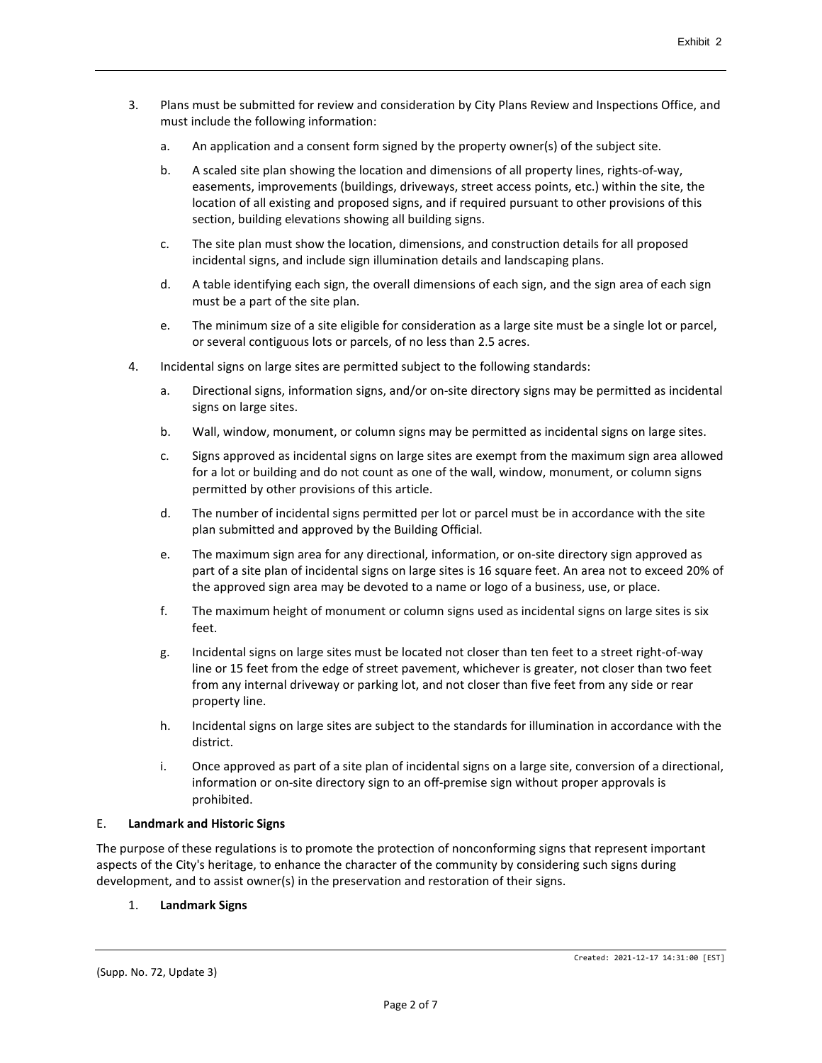3. Plans must be submitted for review and consideration by City Plans Review and Inspections Office, and must include the following information:

    a. An application and a consent form signed by the property owner(s) of the subject site.

    b. A scaled site plan showing the location and dimensions of all property lines, rights-of-way, easements, improvements (buildings, driveways, street access points, etc.) within the site, the location of all existing and proposed signs, and if required pursuant to other provisions of this section, building elevations showing all building signs.

    c. The site plan must show the location, dimensions, and construction details for all proposed incidental signs, and include sign illumination details and landscaping plans.

    d. A table identifying each sign, the overall dimensions of each sign, and the sign area of each sign must be a part of the site plan.

    e. The minimum size of a site eligible for consideration as a large site must be a single lot or parcel, or several contiguous lots or parcels, of no less than 2.5 acres.

4. Incidental signs on large sites are permitted subject to the following standards:

    a. Directional signs, information signs, and/or on-site directory signs may be permitted as incidental signs on large sites.

    b. Wall, window, monument, or column signs may be permitted as incidental signs on large sites.

    c. Signs approved as incidental signs on large sites are exempt from the maximum sign area allowed for a lot or building and do not count as one of the wall, window, monument, or column signs permitted by other provisions of this article.

    d. The number of incidental signs permitted per lot or parcel must be in accordance with the site plan submitted and approved by the Building Official.

    e. The maximum sign area for any directional, information, or on-site directory sign approved as part of a site plan of incidental signs on large sites is 16 square feet. An area not to exceed 20% of the approved sign area may be devoted to a name or logo of a business, use, or place.

    f. The maximum height of monument or column signs used as incidental signs on large sites is six feet.

    g. Incidental signs on large sites must be located not closer than ten feet to a street right-of-way line or 15 feet from the edge of street pavement, whichever is greater, not closer than two feet from any internal driveway or parking lot, and not closer than five feet from any side or rear property line.

    h. Incidental signs on large sites are subject to the standards for illumination in accordance with the district.

    i. Once approved as part of a site plan of incidental signs on a large site, conversion of a directional, information or on-site directory sign to an off-premise sign without proper approvals is prohibited.

E. **Landmark and Historic Signs**

The purpose of these regulations is to promote the protection of nonconforming signs that represent important aspects of the City's heritage, to enhance the character of the community by considering such signs during development, and to assist owner(s) in the preservation and restoration of their signs.

1. **Landmark Signs**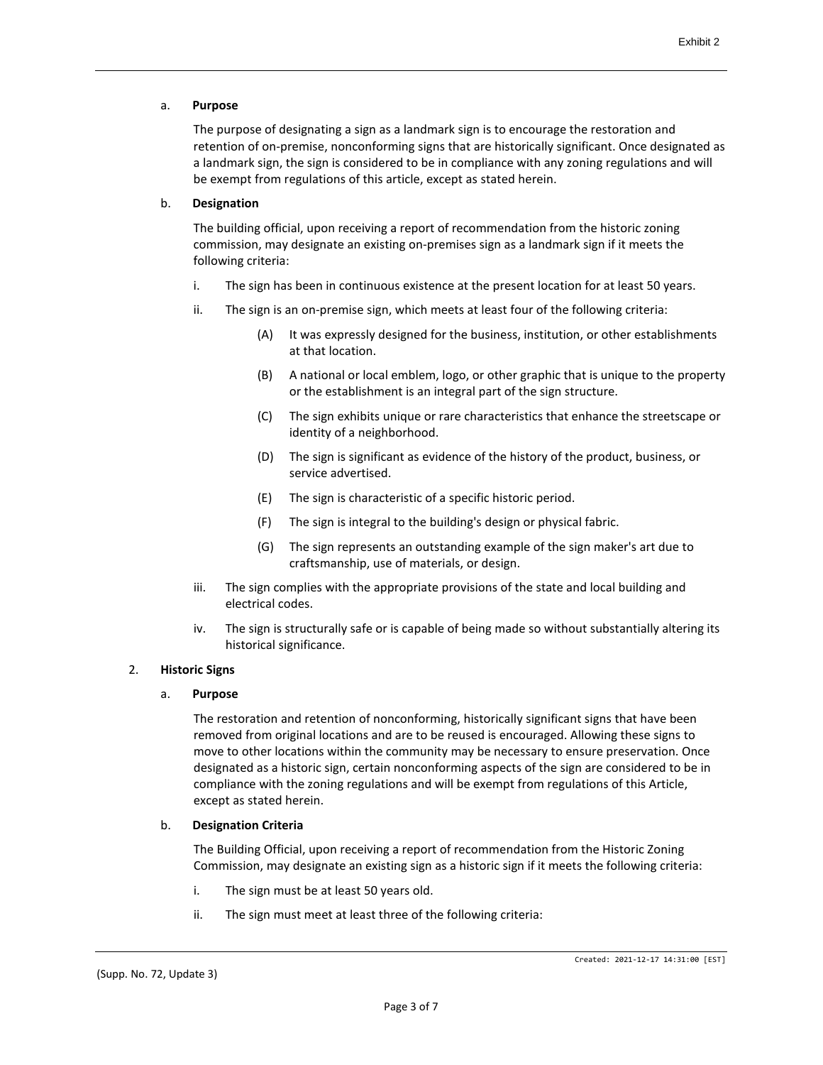a. **Purpose**

The purpose of designating a sign as a landmark sign is to encourage the restoration and retention of on-premise, nonconforming signs that are historically significant. Once designated as a landmark sign, the sign is considered to be in compliance with any zoning regulations and will be exempt from regulations of this article, except as stated herein.

b. **Designation**

The building official, upon receiving a report of recommendation from the historic zoning commission, may designate an existing on-premises sign as a landmark sign if it meets the following criteria:

i. The sign has been in continuous existence at the present location for at least 50 years.

ii. The sign is an on-premise sign, which meets at least four of the following criteria:

(A) It was expressly designed for the business, institution, or other establishments at that location.

(B) A national or local emblem, logo, or other graphic that is unique to the property or the establishment is an integral part of the sign structure.

(C) The sign exhibits unique or rare characteristics that enhance the streetscape or identity of a neighborhood.

(D) The sign is significant as evidence of the history of the product, business, or service advertised.

(E) The sign is characteristic of a specific historic period.

(F) The sign is integral to the building's design or physical fabric.

(G) The sign represents an outstanding example of the sign maker's art due to craftsmanship, use of materials, or design.

iii. The sign complies with the appropriate provisions of the state and local building and electrical codes.

iv. The sign is structurally safe or is capable of being made so without substantially altering its historical significance.

2. **Historic Signs**

a. **Purpose**

The restoration and retention of nonconforming, historically significant signs that have been removed from original locations and are to be reused is encouraged. Allowing these signs to move to other locations within the community may be necessary to ensure preservation. Once designated as a historic sign, certain nonconforming aspects of the sign are considered to be in compliance with the zoning regulations and will be exempt from regulations of this Article, except as stated herein.

b. **Designation Criteria**

The Building Official, upon receiving a report of recommendation from the Historic Zoning Commission, may designate an existing sign as a historic sign if it meets the following criteria:

i. The sign must be at least 50 years old.

ii. The sign must meet at least three of the following criteria: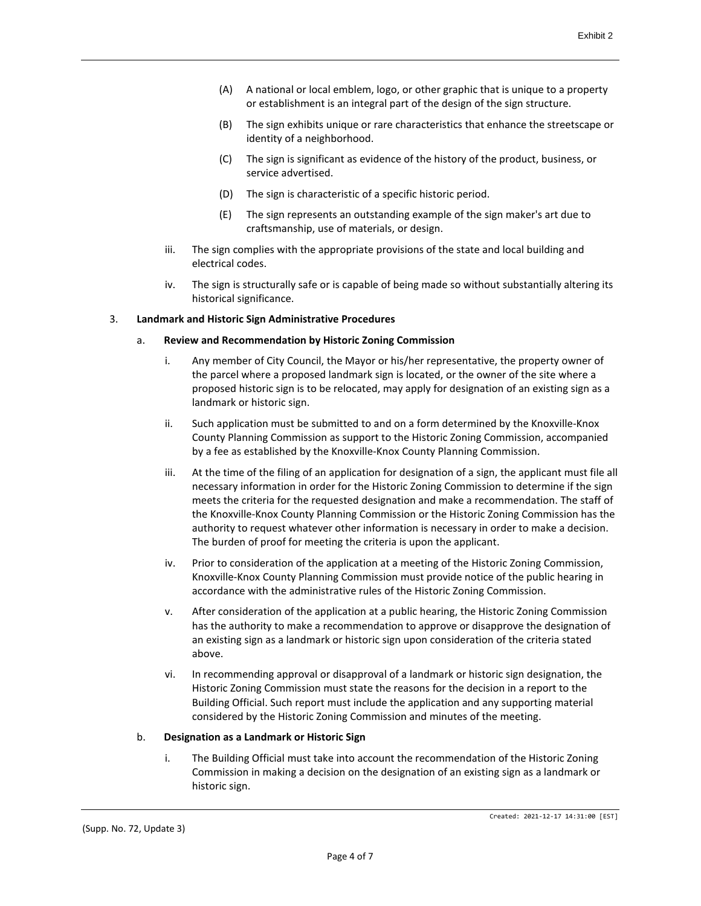(A) A national or local emblem, logo, or other graphic that is unique to a property or establishment is an integral part of the design of the sign structure.

(B) The sign exhibits unique or rare characteristics that enhance the streetscape or identity of a neighborhood.

(C) The sign is significant as evidence of the history of the product, business, or service advertised.

(D) The sign is characteristic of a specific historic period.

(E) The sign represents an outstanding example of the sign maker's art due to craftsmanship, use of materials, or design.

iii. The sign complies with the appropriate provisions of the state and local building and electrical codes.

iv. The sign is structurally safe or is capable of being made so without substantially altering its historical significance.

3. **Landmark and Historic Sign Administrative Procedures**

a. **Review and Recommendation by Historic Zoning Commission**

i. Any member of City Council, the Mayor or his/her representative, the property owner of the parcel where a proposed landmark sign is located, or the owner of the site where a proposed historic sign is to be relocated, may apply for designation of an existing sign as a landmark or historic sign.

ii. Such application must be submitted to and on a form determined by the Knoxville-Knox County Planning Commission as support to the Historic Zoning Commission, accompanied by a fee as established by the Knoxville-Knox County Planning Commission.

iii. At the time of the filing of an application for designation of a sign, the applicant must file all necessary information in order for the Historic Zoning Commission to determine if the sign meets the criteria for the requested designation and make a recommendation. The staff of the Knoxville-Knox County Planning Commission or the Historic Zoning Commission has the authority to request whatever other information is necessary in order to make a decision. The burden of proof for meeting the criteria is upon the applicant.

iv. Prior to consideration of the application at a meeting of the Historic Zoning Commission, Knoxville-Knox County Planning Commission must provide notice of the public hearing in accordance with the administrative rules of the Historic Zoning Commission.

v. After consideration of the application at a public hearing, the Historic Zoning Commission has the authority to make a recommendation to approve or disapprove the designation of an existing sign as a landmark or historic sign upon consideration of the criteria stated above.

vi. In recommending approval or disapproval of a landmark or historic sign designation, the Historic Zoning Commission must state the reasons for the decision in a report to the Building Official. Such report must include the application and any supporting material considered by the Historic Zoning Commission and minutes of the meeting.

b. **Designation as a Landmark or Historic Sign**

i. The Building Official must take into account the recommendation of the Historic Zoning Commission in making a decision on the designation of an existing sign as a landmark or historic sign.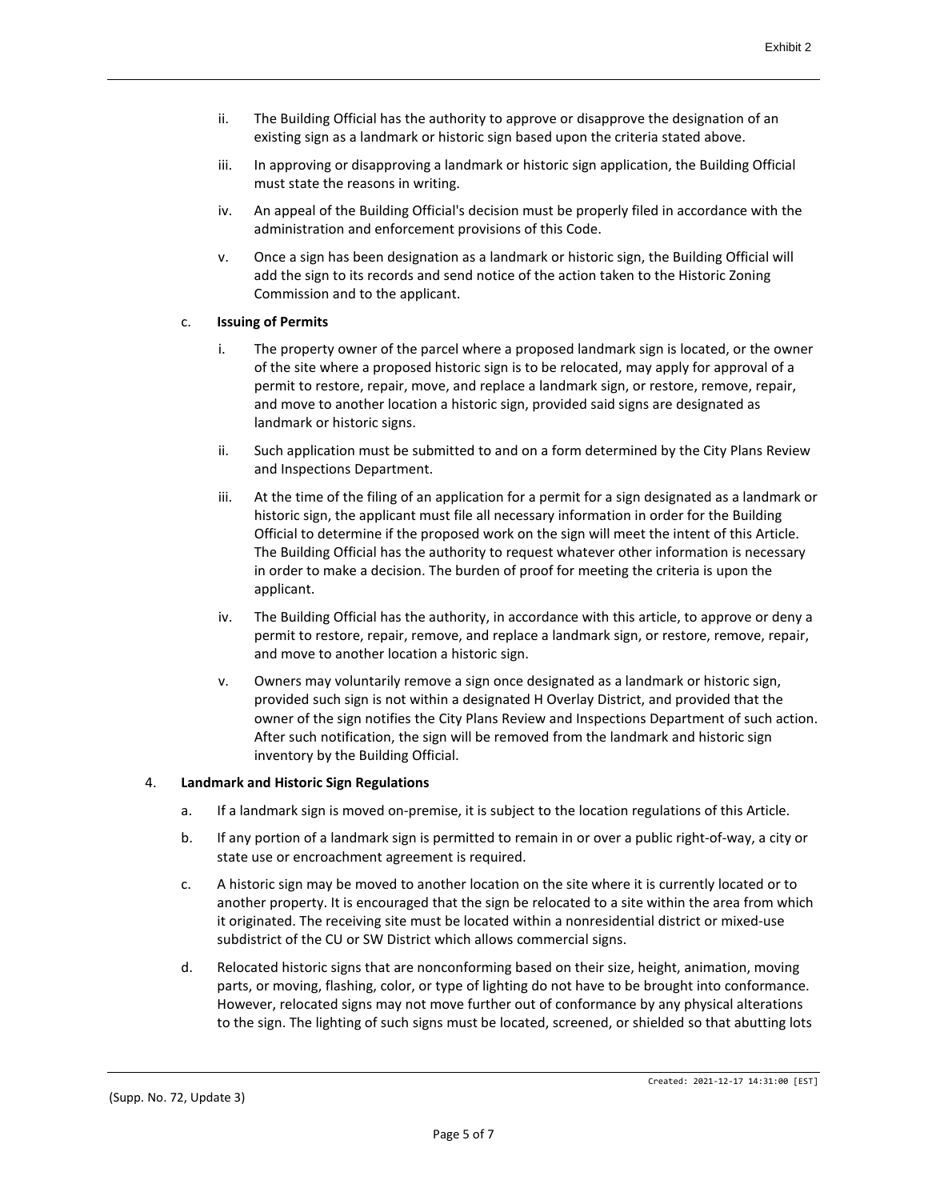ii. The Building Official has the authority to approve or disapprove the designation of an existing sign as a landmark or historic sign based upon the criteria stated above.

iii. In approving or disapproving a landmark or historic sign application, the Building Official must state the reasons in writing.

iv. An appeal of the Building Official's decision must be properly filed in accordance with the administration and enforcement provisions of this Code.

v. Once a sign has been designation as a landmark or historic sign, the Building Official will add the sign to its records and send notice of the action taken to the Historic Zoning Commission and to the applicant.

c. **Issuing of Permits**

i. The property owner of the parcel where a proposed landmark sign is located, or the owner of the site where a proposed historic sign is to be relocated, may apply for approval of a permit to restore, repair, move, and replace a landmark sign, or restore, remove, repair, and move to another location a historic sign, provided said signs are designated as landmark or historic signs.

ii. Such application must be submitted to and on a form determined by the City Plans Review and Inspections Department.

iii. At the time of the filing of an application for a permit for a sign designated as a landmark or historic sign, the applicant must file all necessary information in order for the Building Official to determine if the proposed work on the sign will meet the intent of this Article. The Building Official has the authority to request whatever other information is necessary in order to make a decision. The burden of proof for meeting the criteria is upon the applicant.

iv. The Building Official has the authority, in accordance with this article, to approve or deny a permit to restore, repair, remove, and replace a landmark sign, or restore, remove, repair, and move to another location a historic sign.

v. Owners may voluntarily remove a sign once designated as a landmark or historic sign, provided such sign is not within a designated H Overlay District, and provided that the owner of the sign notifies the City Plans Review and Inspections Department of such action. After such notification, the sign will be removed from the landmark and historic sign inventory by the Building Official.

4. **Landmark and Historic Sign Regulations**

a. If a landmark sign is moved on-premise, it is subject to the location regulations of this Article.

b. If any portion of a landmark sign is permitted to remain in or over a public right-of-way, a city or state use or encroachment agreement is required.

c. A historic sign may be moved to another location on the site where it is currently located or to another property. It is encouraged that the sign be relocated to a site within the area from which it originated. The receiving site must be located within a nonresidential district or mixed-use subdistrict of the CU or SW District which allows commercial signs.

d. Relocated historic signs that are nonconforming based on their size, height, animation, moving parts, or moving, flashing, color, or type of lighting do not have to be brought into conformance. However, relocated signs may not move further out of conformance by any physical alterations to the sign. The lighting of such signs must be located, screened, or shielded so that abutting lots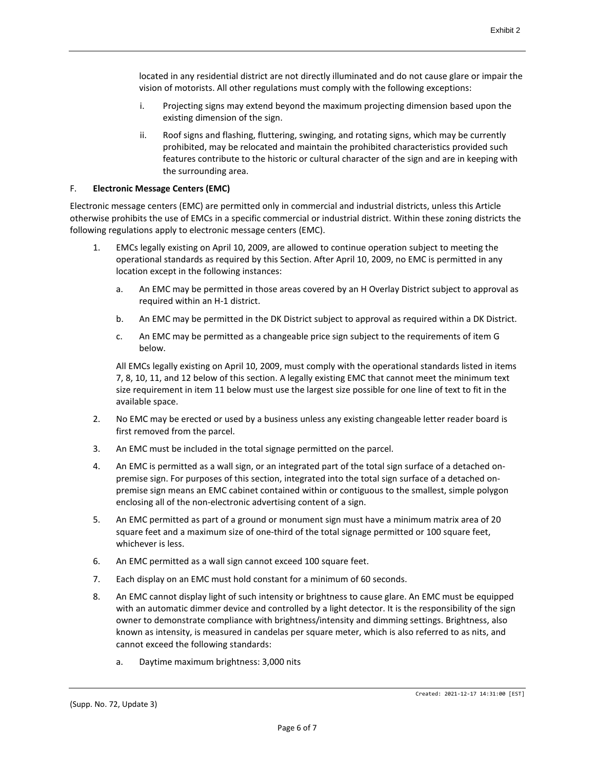located in any residential district are not directly illuminated and do not cause glare or impair the vision of motorists. All other regulations must comply with the following exceptions:

i. Projecting signs may extend beyond the maximum projecting dimension based upon the existing dimension of the sign.

ii. Roof signs and flashing, fluttering, swinging, and rotating signs, which may be currently prohibited, may be relocated and maintain the prohibited characteristics provided such features contribute to the historic or cultural character of the sign and are in keeping with the surrounding area.

F. **Electronic Message Centers (EMC)**

Electronic message centers (EMC) are permitted only in commercial and industrial districts, unless this Article otherwise prohibits the use of EMCs in a specific commercial or industrial district. Within these zoning districts the following regulations apply to electronic message centers (EMC).

1. EMCs legally existing on April 10, 2009, are allowed to continue operation subject to meeting the operational standards as required by this Section. After April 10, 2009, no EMC is permitted in any location except in the following instances:

   a. An EMC may be permitted in those areas covered by an H Overlay District subject to approval as required within an H-1 district.

   b. An EMC may be permitted in the DK District subject to approval as required within a DK District.

   c. An EMC may be permitted as a changeable price sign subject to the requirements of item G below.

   All EMCs legally existing on April 10, 2009, must comply with the operational standards listed in items 7, 8, 10, 11, and 12 below of this section. A legally existing EMC that cannot meet the minimum text size requirement in item 11 below must use the largest size possible for one line of text to fit in the available space.

2. No EMC may be erected or used by a business unless any existing changeable letter reader board is first removed from the parcel.

3. An EMC must be included in the total signage permitted on the parcel.

4. An EMC is permitted as a wall sign, or an integrated part of the total sign surface of a detached on-premise sign. For purposes of this section, integrated into the total sign surface of a detached on-premise sign means an EMC cabinet contained within or contiguous to the smallest, simple polygon enclosing all of the non-electronic advertising content of a sign.

5. An EMC permitted as part of a ground or monument sign must have a minimum matrix area of 20 square feet and a maximum size of one-third of the total signage permitted or 100 square feet, whichever is less.

6. An EMC permitted as a wall sign cannot exceed 100 square feet.

7. Each display on an EMC must hold constant for a minimum of 60 seconds.

8. An EMC cannot display light of such intensity or brightness to cause glare. An EMC must be equipped with an automatic dimmer device and controlled by a light detector. It is the responsibility of the sign owner to demonstrate compliance with brightness/intensity and dimming settings. Brightness, also known as intensity, is measured in candelas per square meter, which is also referred to as nits, and cannot exceed the following standards:

   a. Daytime maximum brightness: 3,000 nits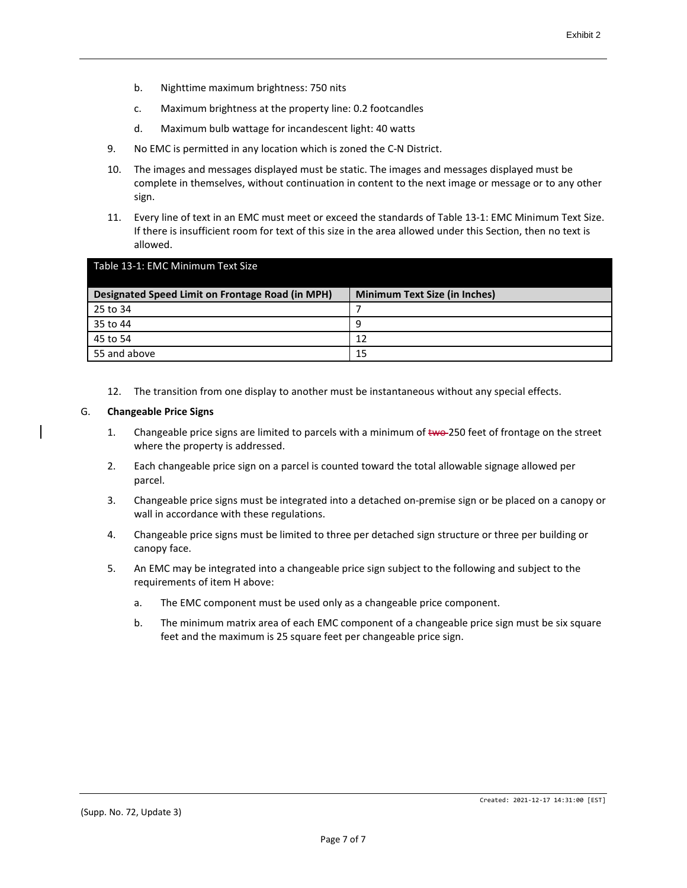b. Nighttime maximum brightness: 750 nits

c. Maximum brightness at the property line: 0.2 footcandles

d. Maximum bulb wattage for incandescent light: 40 watts

9. No EMC is permitted in any location which is zoned the C-N District.

10. The images and messages displayed must be static. The images and messages displayed must be complete in themselves, without continuation in content to the next image or message or to any other sign.

11. Every line of text in an EMC must meet or exceed the standards of Table 13-1: EMC Minimum Text Size. If there is insufficient room for text of this size in the area allowed under this Section, then no text is allowed.

Table 13-1: EMC Minimum Text Size

| Designated Speed Limit on Frontage Road (in MPH) | Minimum Text Size (in Inches) |
|---|---|
| 25 to 34 | 7 |
| 35 to 44 | 9 |
| 45 to 54 | 12 |
| 55 and above | 15 |

12. The transition from one display to another must be instantaneous without any special effects.

G. **Changeable Price Signs**

1. Changeable price signs are limited to parcels with a minimum of ~~two~~ 250 feet of frontage on the street where the property is addressed.

2. Each changeable price sign on a parcel is counted toward the total allowable signage allowed per parcel.

3. Changeable price signs must be integrated into a detached on-premise sign or be placed on a canopy or wall in accordance with these regulations.

4. Changeable price signs must be limited to three per detached sign structure or three per building or canopy face.

5. An EMC may be integrated into a changeable price sign subject to the following and subject to the requirements of item H above:

   a. The EMC component must be used only as a changeable price component.

   b. The minimum matrix area of each EMC component of a changeable price sign must be six square feet and the maximum is 25 square feet per changeable price sign.

Created: 2021-12-17 14:31:00 [EST]

(Supp. No. 72, Update 3)